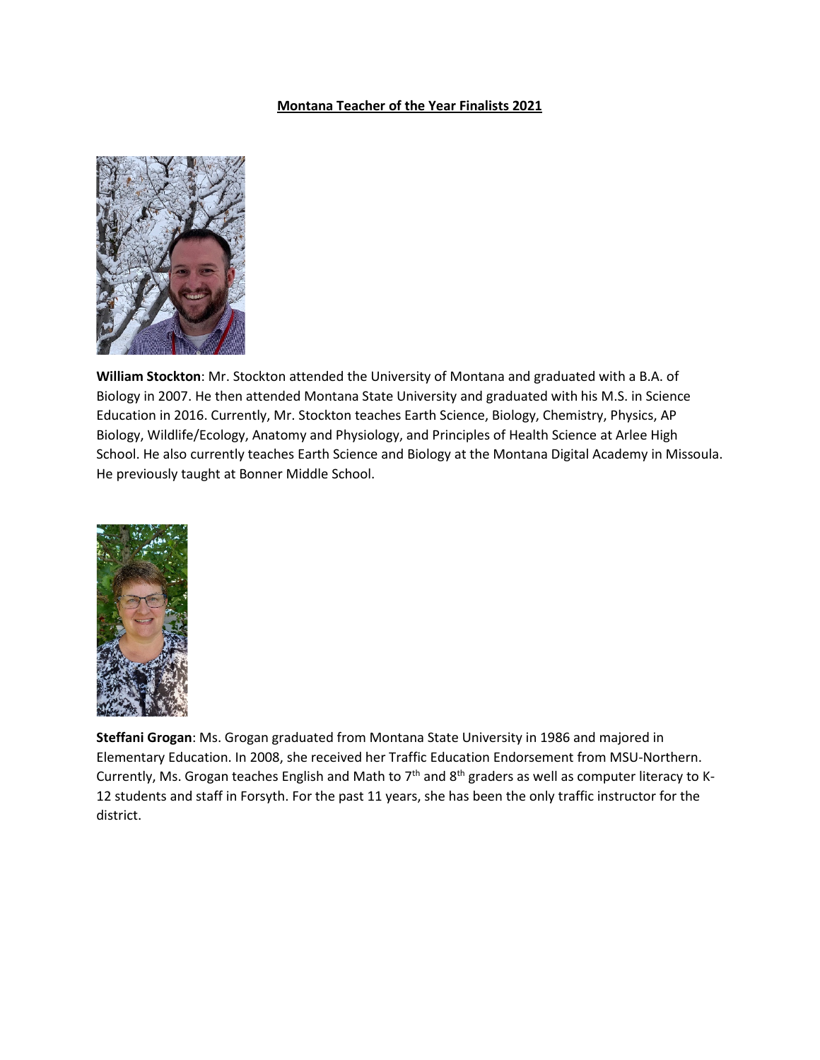# Montana Teacher of the Year Finalists 2021

**William Stockton**: Mr. Stockton attended the University of Montana and graduated with a B.A. of Biology in 2007. He then attended Montana State University and graduated with his M.S. in Science Education in 2016. Currently, Mr. Stockton teaches Earth Science, Biology, Chemistry, Physics, AP Biology, Wildlife/Ecology, Anatomy and Physiology, and Principles of Health Science at Arlee High School. He also currently teaches Earth Science and Biology at the Montana Digital Academy in Missoula. He previously taught at Bonner Middle School.

**Steffani Grogan**: Ms. Grogan graduated from Montana State University in 1986 and majored in Elementary Education. In 2008, she received her Traffic Education Endorsement from MSU-Northern. Currently, Ms. Grogan teaches English and Math to 7th and 8th graders as well as computer literacy to K-12 students and staff in Forsyth. For the past 11 years, she has been the only traffic instructor for the district.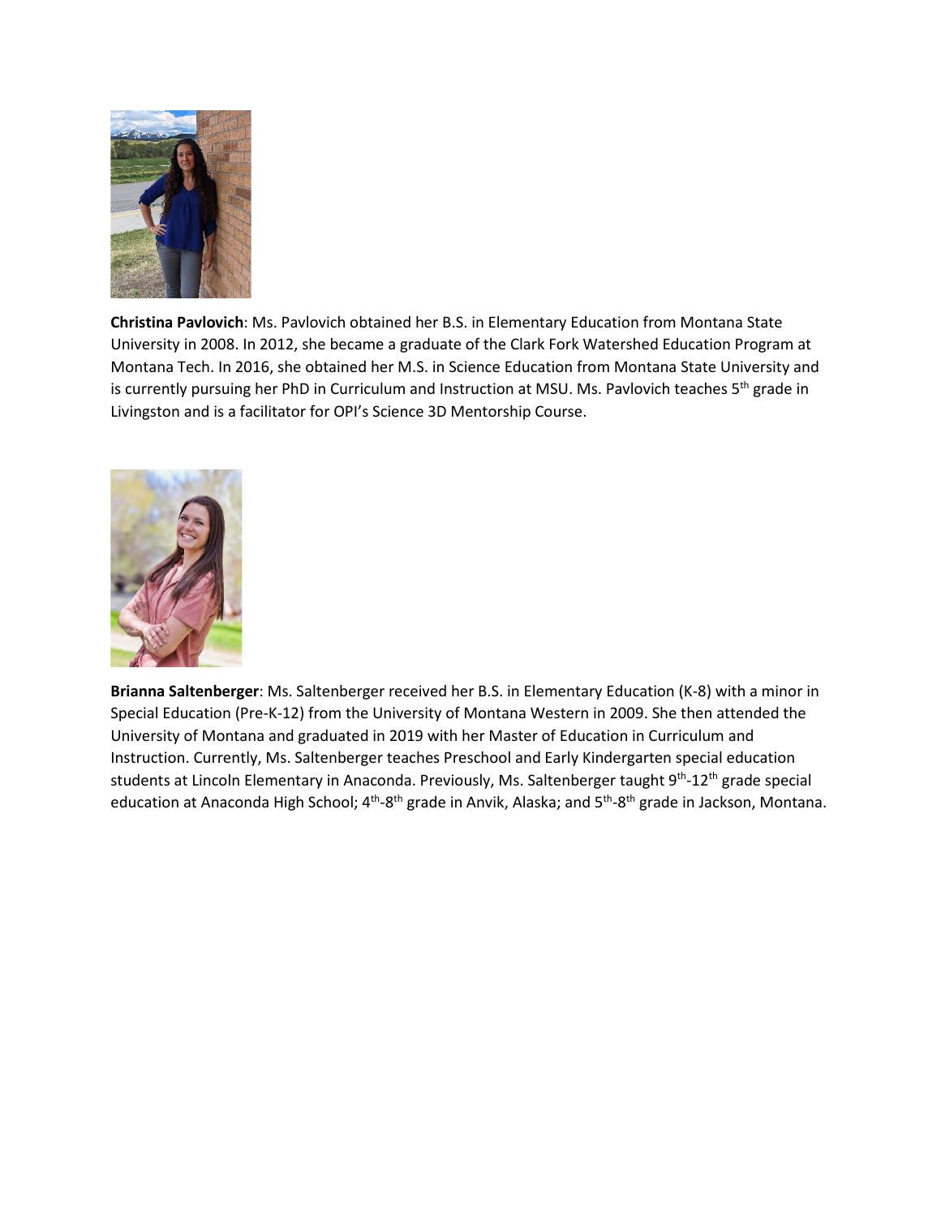**Christina Pavlovich**: Ms. Pavlovich obtained her B.S. in Elementary Education from Montana State University in 2008. In 2012, she became a graduate of the Clark Fork Watershed Education Program at Montana Tech. In 2016, she obtained her M.S. in Science Education from Montana State University and is currently pursuing her PhD in Curriculum and Instruction at MSU. Ms. Pavlovich teaches 5th grade in Livingston and is a facilitator for OPI's Science 3D Mentorship Course.

**Brianna Saltenberger**: Ms. Saltenberger received her B.S. in Elementary Education (K-8) with a minor in Special Education (Pre-K-12) from the University of Montana Western in 2009. She then attended the University of Montana and graduated in 2019 with her Master of Education in Curriculum and Instruction. Currently, Ms. Saltenberger teaches Preschool and Early Kindergarten special education students at Lincoln Elementary in Anaconda. Previously, Ms. Saltenberger taught 9th-12th grade special education at Anaconda High School; 4th-8th grade in Anvik, Alaska; and 5th-8th grade in Jackson, Montana.